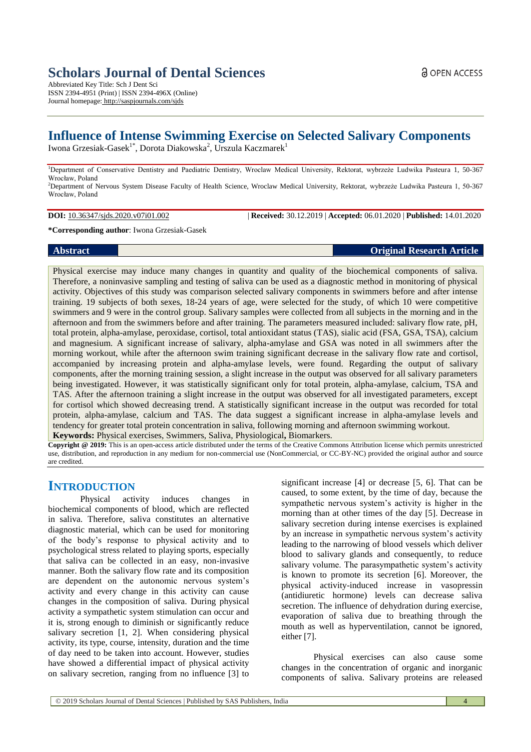# Scholars Journal of Dental Sciences

Abbreviated Key Title: Sch J Dent Sci
ISSN 2394-4951 (Print) | ISSN 2394-496X (Online)
Journal homepage: http://saspjournals.com/sjds

OPEN ACCESS

## Influence of Intense Swimming Exercise on Selected Salivary Components

Iwona Grzesiak-Gasek[1*], Dorota Diakowska[2], Urszula Kaczmarek[1]

[1]Department of Conservative Dentistry and Paediatric Dentistry, Wroclaw Medical University, Rektorat, wybrzeże Ludwika Pasteura 1, 50-367 Wrocław, Poland

[2]Department of Nervous System Disease Faculty of Health Science, Wroclaw Medical University, Rektorat, wybrzeże Ludwika Pasteura 1, 50-367 Wrocław, Poland

**DOI:** 10.36347/sjds.2020.v07i01.002 | **Received:** 30.12.2019 | **Accepted:** 06.01.2020 | **Published:** 14.01.2020

**\*Corresponding author**: Iwona Grzesiak-Gasek

**Abstract** | **Original Research Article**

Physical exercise may induce many changes in quantity and quality of the biochemical components of saliva. Therefore, a noninvasive sampling and testing of saliva can be used as a diagnostic method in monitoring of physical activity. Objectives of this study was comparison selected salivary components in swimmers before and after intense training. 19 subjects of both sexes, 18-24 years of age, were selected for the study, of which 10 were competitive swimmers and 9 were in the control group. Salivary samples were collected from all subjects in the morning and in the afternoon and from the swimmers before and after training. The parameters measured included: salivary flow rate, pH, total protein, alpha-amylase, peroxidase, cortisol, total antioxidant status (TAS), sialic acid (FSA, GSA, TSA), calcium and magnesium. A significant increase of salivary, alpha-amylase and GSA was noted in all swimmers after the morning workout, while after the afternoon swim training significant decrease in the salivary flow rate and cortisol, accompanied by increasing protein and alpha-amylase levels, were found. Regarding the output of salivary components, after the morning training session, a slight increase in the output was observed for all salivary parameters being investigated. However, it was statistically significant only for total protein, alpha-amylase, calcium, TSA and TAS. After the afternoon training a slight increase in the output was observed for all investigated parameters, except for cortisol which showed decreasing trend. A statistically significant increase in the output was recorded for total protein, alpha-amylase, calcium and TAS. The data suggest a significant increase in alpha-amylase levels and tendency for greater total protein concentration in saliva, following morning and afternoon swimming workout.

**Keywords:** Physical exercises, Swimmers, Saliva, Physiological**,** Biomarkers.

**Copyright @ 2019:** This is an open-access article distributed under the terms of the Creative Commons Attribution license which permits unrestricted use, distribution, and reproduction in any medium for non-commercial use (NonCommercial, or CC-BY-NC) provided the original author and source are credited.

## INTRODUCTION

Physical activity induces changes in biochemical components of blood, which are reflected in saliva. Therefore, saliva constitutes an alternative diagnostic material, which can be used for monitoring of the body's response to physical activity and to psychological stress related to playing sports, especially that saliva can be collected in an easy, non-invasive manner. Both the salivary flow rate and its composition are dependent on the autonomic nervous system's activity and every change in this activity can cause changes in the composition of saliva. During physical activity a sympathetic system stimulation can occur and it is, strong enough to diminish or significantly reduce salivary secretion [1, 2]. When considering physical activity, its type, course, intensity, duration and the time of day need to be taken into account. However, studies have showed a differential impact of physical activity on salivary secretion, ranging from no influence [3] to significant increase [4] or decrease [5, 6]. That can be caused, to some extent, by the time of day, because the sympathetic nervous system's activity is higher in the morning than at other times of the day [5]. Decrease in salivary secretion during intense exercises is explained by an increase in sympathetic nervous system's activity leading to the narrowing of blood vessels which deliver blood to salivary glands and consequently, to reduce salivary volume. The parasympathetic system's activity is known to promote its secretion [6]. Moreover, the physical activity-induced increase in vasopressin (antidiuretic hormone) levels can decrease saliva secretion. The influence of dehydration during exercise, evaporation of saliva due to breathing through the mouth as well as hyperventilation, cannot be ignored, either [7].

Physical exercises can also cause some changes in the concentration of organic and inorganic components of saliva. Salivary proteins are released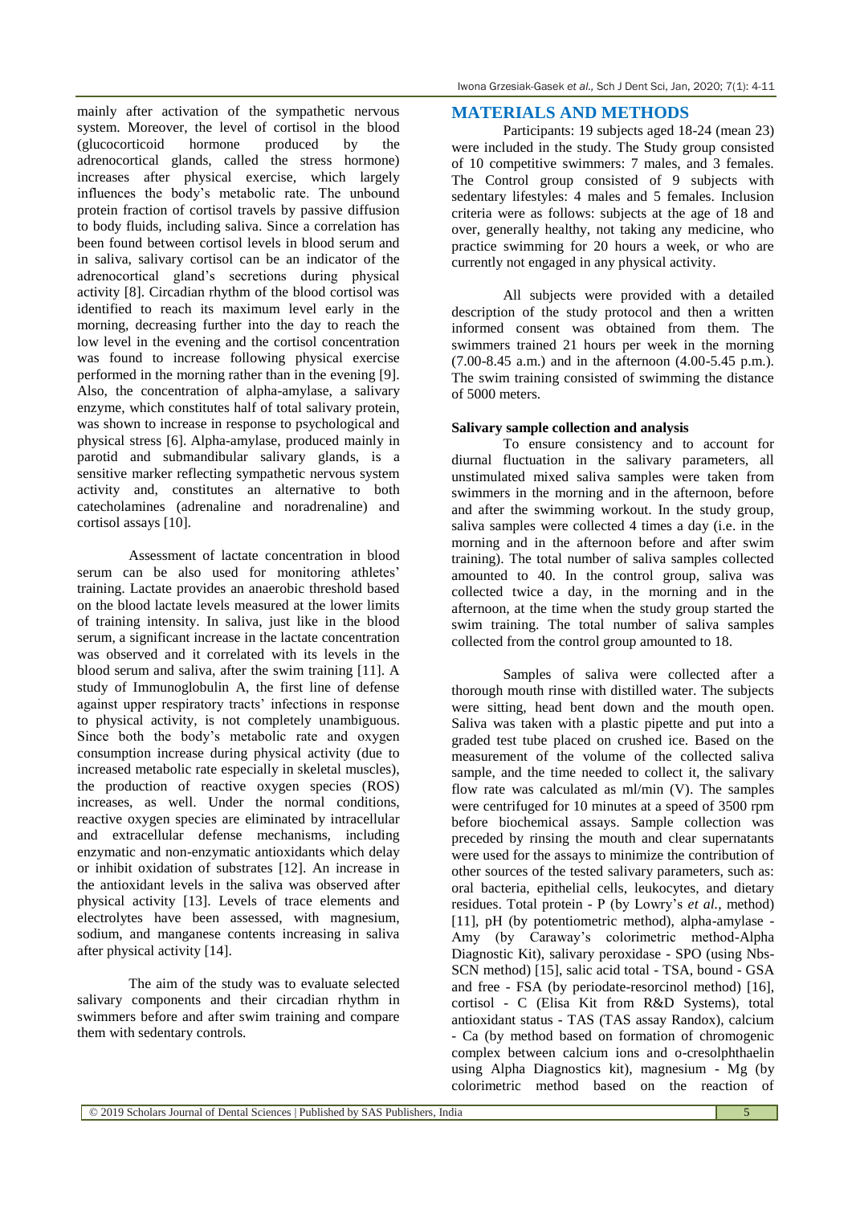mainly after activation of the sympathetic nervous system. Moreover, the level of cortisol in the blood (glucocorticoid hormone produced by the adrenocortical glands, called the stress hormone) increases after physical exercise, which largely influences the body's metabolic rate. The unbound protein fraction of cortisol travels by passive diffusion to body fluids, including saliva. Since a correlation has been found between cortisol levels in blood serum and in saliva, salivary cortisol can be an indicator of the adrenocortical gland's secretions during physical activity [8]. Circadian rhythm of the blood cortisol was identified to reach its maximum level early in the morning, decreasing further into the day to reach the low level in the evening and the cortisol concentration was found to increase following physical exercise performed in the morning rather than in the evening [9]. Also, the concentration of alpha-amylase, a salivary enzyme, which constitutes half of total salivary protein, was shown to increase in response to psychological and physical stress [6]. Alpha-amylase, produced mainly in parotid and submandibular salivary glands, is a sensitive marker reflecting sympathetic nervous system activity and, constitutes an alternative to both catecholamines (adrenaline and noradrenaline) and cortisol assays [10].

Assessment of lactate concentration in blood serum can be also used for monitoring athletes' training. Lactate provides an anaerobic threshold based on the blood lactate levels measured at the lower limits of training intensity. In saliva, just like in the blood serum, a significant increase in the lactate concentration was observed and it correlated with its levels in the blood serum and saliva, after the swim training [11]. A study of Immunoglobulin A, the first line of defense against upper respiratory tracts' infections in response to physical activity, is not completely unambiguous. Since both the body's metabolic rate and oxygen consumption increase during physical activity (due to increased metabolic rate especially in skeletal muscles), the production of reactive oxygen species (ROS) increases, as well. Under the normal conditions, reactive oxygen species are eliminated by intracellular and extracellular defense mechanisms, including enzymatic and non-enzymatic antioxidants which delay or inhibit oxidation of substrates [12]. An increase in the antioxidant levels in the saliva was observed after physical activity [13]. Levels of trace elements and electrolytes have been assessed, with magnesium, sodium, and manganese contents increasing in saliva after physical activity [14].

The aim of the study was to evaluate selected salivary components and their circadian rhythm in swimmers before and after swim training and compare them with sedentary controls.

## MATERIALS AND METHODS

Participants: 19 subjects aged 18-24 (mean 23) were included in the study. The Study group consisted of 10 competitive swimmers: 7 males, and 3 females. The Control group consisted of 9 subjects with sedentary lifestyles: 4 males and 5 females. Inclusion criteria were as follows: subjects at the age of 18 and over, generally healthy, not taking any medicine, who practice swimming for 20 hours a week, or who are currently not engaged in any physical activity.

All subjects were provided with a detailed description of the study protocol and then a written informed consent was obtained from them. The swimmers trained 21 hours per week in the morning (7.00-8.45 a.m.) and in the afternoon (4.00-5.45 p.m.). The swim training consisted of swimming the distance of 5000 meters.

### Salivary sample collection and analysis

To ensure consistency and to account for diurnal fluctuation in the salivary parameters, all unstimulated mixed saliva samples were taken from swimmers in the morning and in the afternoon, before and after the swimming workout. In the study group, saliva samples were collected 4 times a day (i.e. in the morning and in the afternoon before and after swim training). The total number of saliva samples collected amounted to 40. In the control group, saliva was collected twice a day, in the morning and in the afternoon, at the time when the study group started the swim training. The total number of saliva samples collected from the control group amounted to 18.

Samples of saliva were collected after a thorough mouth rinse with distilled water. The subjects were sitting, head bent down and the mouth open. Saliva was taken with a plastic pipette and put into a graded test tube placed on crushed ice. Based on the measurement of the volume of the collected saliva sample, and the time needed to collect it, the salivary flow rate was calculated as ml/min (V). The samples were centrifuged for 10 minutes at a speed of 3500 rpm before biochemical assays. Sample collection was preceded by rinsing the mouth and clear supernatants were used for the assays to minimize the contribution of other sources of the tested salivary parameters, such as: oral bacteria, epithelial cells, leukocytes, and dietary residues. Total protein - P (by Lowry's *et al.*, method) [11], pH (by potentiometric method), alpha-amylase - Amy (by Caraway's colorimetric method-Alpha Diagnostic Kit), salivary peroxidase - SPO (using Nbs-SCN method) [15], salic acid total - TSA, bound - GSA and free - FSA (by periodate-resorcinol method) [16], cortisol - C (Elisa Kit from R&D Systems), total antioxidant status - TAS (TAS assay Randox), calcium - Ca (by method based on formation of chromogenic complex between calcium ions and o-cresolphthaelin using Alpha Diagnostics kit), magnesium - Mg (by colorimetric method based on the reaction of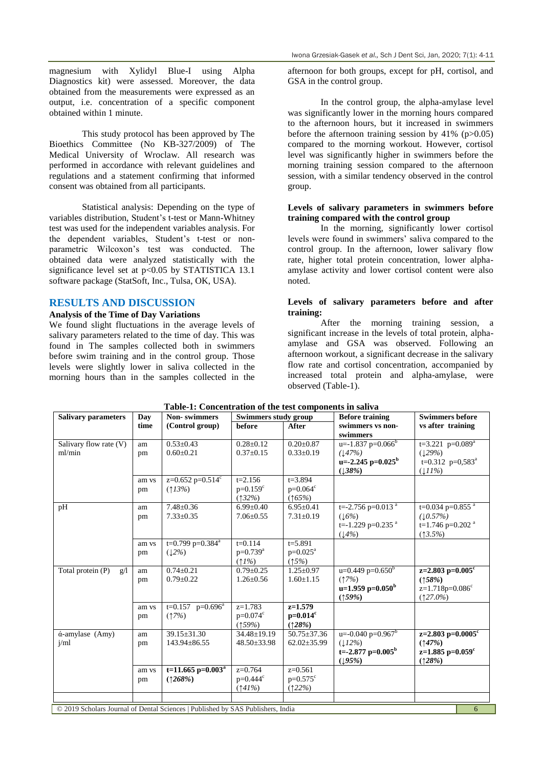magnesium with Xylidyl Blue-I using Alpha Diagnostics kit) were assessed. Moreover, the data obtained from the measurements were expressed as an output, i.e. concentration of a specific component obtained within 1 minute.

This study protocol has been approved by The Bioethics Committee (No KB-327/2009) of The Medical University of Wroclaw. All research was performed in accordance with relevant guidelines and regulations and a statement confirming that informed consent was obtained from all participants.

Statistical analysis: Depending on the type of variables distribution, Student's t-test or Mann-Whitney test was used for the independent variables analysis. For the dependent variables, Student's t-test or non-parametric Wilcoxon's test was conducted. The obtained data were analyzed statistically with the significance level set at $p<0.05$ by STATISTICA 13.1 software package (StatSoft, Inc., Tulsa, OK, USA).

## RESULTS AND DISCUSSION

### Analysis of the Time of Day Variations

We found slight fluctuations in the average levels of salivary parameters related to the time of day. This was found in The samples collected both in swimmers before swim training and in the control group. Those levels were slightly lower in saliva collected in the morning hours than in the samples collected in the afternoon for both groups, except for pH, cortisol, and GSA in the control group.

In the control group, the alpha-amylase level was significantly lower in the morning hours compared to the afternoon hours, but it increased in swimmers before the afternoon training session by 41% ($p>0.05$) compared to the morning workout. However, cortisol level was significantly higher in swimmers before the morning training session compared to the afternoon session, with a similar tendency observed in the control group.

### Levels of salivary parameters in swimmers before training compared with the control group

In the morning, significantly lower cortisol levels were found in swimmers' saliva compared to the control group. In the afternoon, lower salivary flow rate, higher total protein concentration, lower alpha-amylase activity and lower cortisol content were also noted.

### Levels of salivary parameters before and after training:

After the morning training session, a significant increase in the levels of total protein, alpha-amylase and GSA was observed. Following an afternoon workout, a significant decrease in the salivary flow rate and cortisol concentration, accompanied by increased total protein and alpha-amylase, were observed (Table-1).

**Table-1: Concentration of the test components in saliva**

| Salivary parameters | Day time | Non-swimmers (Control group) | Swimmers study group before | Swimmers study group After | Before training swimmers vs non-swimmers | Swimmers before vs after training |
|---|---|---|---|---|---|---|
| Salivary flow rate (V) ml/min | am<br>pm | 0.53±0.43<br>0.60±0.21 | 0.28±0.12<br>0.37±0.15 | 0.20±0.87<br>0.33±0.19 | u=-1.837 p=0.066[b] (↓47%)<br>**u=-2.245 p=0.025[b] (↓38%)** | t=3.221 p=0.089[a] (↓29%)<br>t=0.312 p=0,583[a] (↓11%) |
| | am vs pm | z=0.652 p=0.514[c] (↑13%) | t=2.156 p=0.159[c] (↑32%) | t=3.894 p=0.064[c] (↑65%) | | |
| pH | am<br>pm | 7.48±0.36<br>7.33±0.35 | 6.99±0.40<br>7.06±0.55 | 6.95±0.41<br>7.31±0.19 | t=-2.756 p=0.013[a] (↓6%)<br>t=-1.229 p=0.235[a] (↓4%) | t=0.034 p=0.855[a] (↓0.57%)<br>t=1.746 p=0.202[a] (↑3.5%) |
| | am vs pm | t=0.799 p=0.384[a] (↓2%) | t=0.114 p=0.739[a] (↑1%) | t=5.891 p=0.025[a] (↑5%) | | |
| Total protein (P) g/l | am<br>pm | 0.74±0.21<br>0.79±0.22 | 0.79±0.25<br>1.26±0.56 | 1.25±0.97<br>1.60±1.15 | u=0.449 p=0.650[b] (↑7%)<br>**u=1.959 p=0.050[b] (↑59%)** | **z=2.803 p=0.005[c] (↑58%)**<br>z=1.718p=0.086[c] (↑27.0%) |
| | am vs pm | t=0.157 p=0.696[a] (↑7%) | z=1.783 p=0.074[c] (↑59%) | **z=1.579 p=0.014[c] (↑28%)** | | |
| ά-amylase (Amy) j/ml | am<br>pm | 39.15±31.30<br>143.94±86.55 | 34.48±19.19<br>48.50±33.98 | 50.75±37.36<br>62.02±35.99 | u=-0.040 p=0.967[b] (↓12%)<br>**t=-2.877 p=0.005[b] (↓95%)** | **z=2.803 p=0.0005[c] (↑47%)**<br>**z=1.885 p=0.059[c] (↑28%)** |
| | am vs pm | **t=11.665 p=0.003[a] (↑268%)** | z=0.764 p=0.444[c] (↑41%) | z=0.561 p=0.575[c] (↑22%) | | |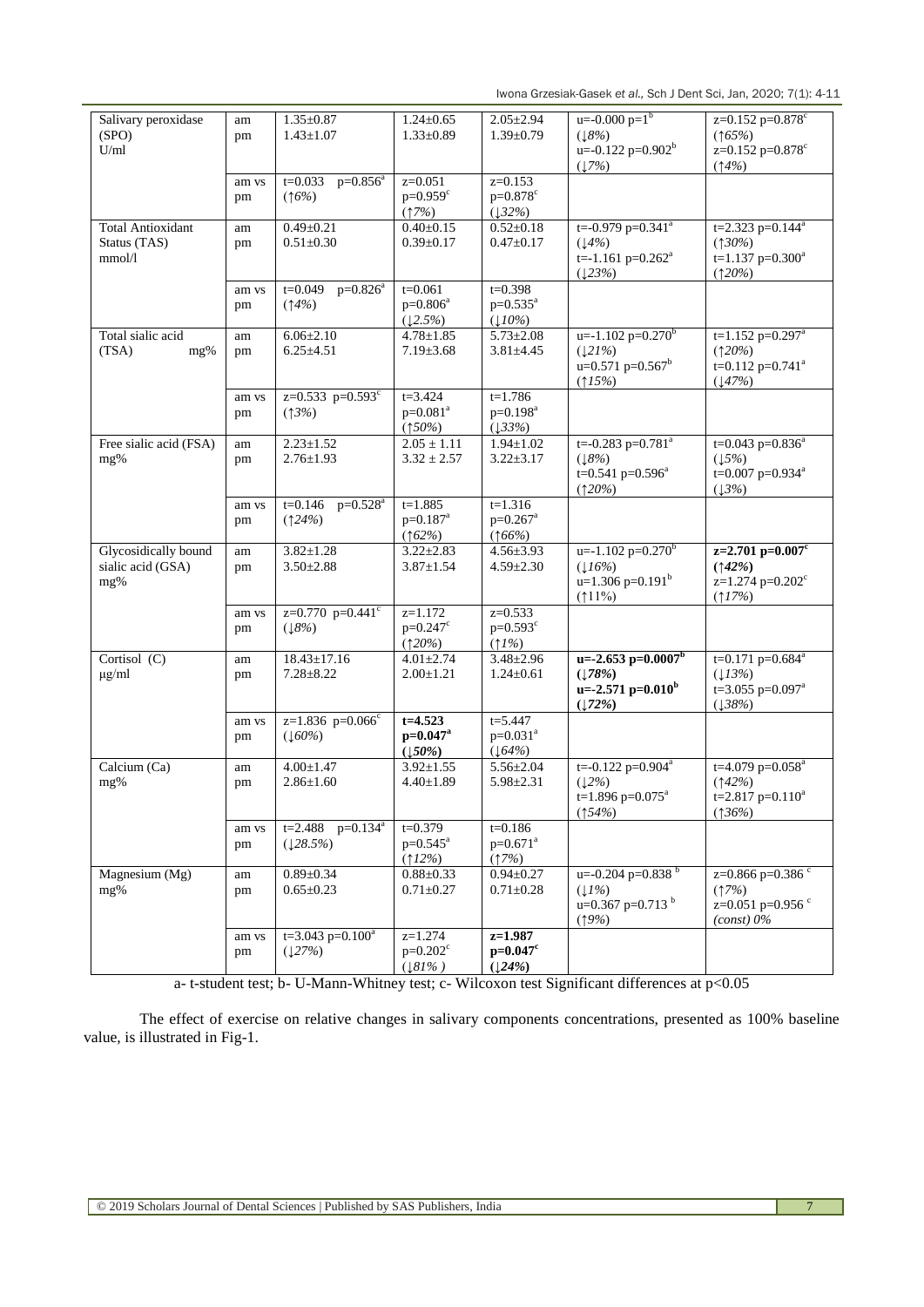| Salivary peroxidase (SPO) U/ml | am<br>pm | 1.35±0.87<br>1.43±1.07 | 1.24±0.65<br>1.33±0.89 | 2.05±2.94<br>1.39±0.79 | u=-0.000 p=1[b] (↓8%)<br>u=-0.122 p=0.902[b] (↓7%) | z=0.152 p=0.878[c] (↑65%)<br>z=0.152 p=0.878[c] (↑4%) |
|---|---|---|---|---|---|---|
| | am vs pm | t=0.033 p=0.856[a] (↑6%) | z=0.051 p=0.959[c] (↑7%) | z=0.153 p=0.878[c] (↓32%) | | |
| Total Antioxidant Status (TAS) mmol/l | am<br>pm | 0.49±0.21<br>0.51±0.30 | 0.40±0.15<br>0.39±0.17 | 0.52±0.18<br>0.47±0.17 | t=-0.979 p=0.341[a] (↓4%)<br>t=-1.161 p=0.262[a] (↓23%) | t=2.323 p=0.144[a] (↑30%)<br>t=1.137 p=0.300[a] (↑20%) |
| | am vs pm | t=0.049 p=0.826[a] (↑4%) | t=0.061 p=0.806[a] (↓2.5%) | t=0.398 p=0.535[a] (↓10%) | | |
| Total sialic acid (TSA) mg% | am<br>pm | 6.06±2.10<br>6.25±4.51 | 4.78±1.85<br>7.19±3.68 | 5.73±2.08<br>3.81±4.45 | u=-1.102 p=0.270[b] (↓21%)<br>u=0.571 p=0.567[b] (↑15%) | t=1.152 p=0.297[a] (↑20%)<br>t=0.112 p=0.741[a] (↓47%) |
| | am vs pm | z=0.533 p=0.593[c] (↑3%) | t=3.424 p=0.081[a] (↑50%) | t=1.786 p=0.198[a] (↓33%) | | |
| Free sialic acid (FSA) mg% | am<br>pm | 2.23±1.52<br>2.76±1.93 | 2.05 ± 1.11<br>3.32 ± 2.57 | 1.94±1.02<br>3.22±3.17 | t=-0.283 p=0.781[a] (↓8%)<br>t=0.541 p=0.596[a] (↑20%) | t=0.043 p=0.836[a] (↓5%)<br>t=0.007 p=0.934[a] (↓3%) |
| | am vs pm | t=0.146 p=0.528[a] (↑24%) | t=1.885 p=0.187[a] (↑62%) | t=1.316 p=0.267[a] (↑66%) | | |
| Glycosidically bound sialic acid (GSA) mg% | am<br>pm | 3.82±1.28<br>3.50±2.88 | 3.22±2.83<br>3.87±1.54 | 4.56±3.93<br>4.59±2.30 | u=-1.102 p=0.270[b] (↓16%)<br>u=1.306 p=0.191[b] (↑11%) | **z=2.701 p=0.007[c] (↑42%)**<br>z=1.274 p=0.202[c] (↑17%) |
| | am vs pm | z=0.770 p=0.441[c] (↓8%) | z=1.172 p=0.247[c] (↑20%) | z=0.533 p=0.593[c] (↑1%) | | |
| Cortisol (C) μg/ml | am<br>pm | 18.43±17.16<br>7.28±8.22 | 4.01±2.74<br>2.00±1.21 | 3.48±2.96<br>1.24±0.61 | **u=-2.653 p=0.0007[b] (↓78%)**<br>**u=-2.571 p=0.010[b] (↓72%)** | t=0.171 p=0.684[a] (↓13%)<br>t=3.055 p=0.097[a] (↓38%) |
| | am vs pm | z=1.836 p=0.066[c] (↓60%) | **t=4.523 p=0.047[a] (↓50%)** | t=5.447 p=0.031[a] (↓64%) | | |
| Calcium (Ca) mg% | am<br>pm | 4.00±1.47<br>2.86±1.60 | 3.92±1.55<br>4.40±1.89 | 5.56±2.04<br>5.98±2.31 | t=-0.122 p=0.904[a] (↓2%)<br>t=1.896 p=0.075[a] (↑54%) | t=4.079 p=0.058[a] (↑42%)<br>t=2.817 p=0.110[a] (↑36%) |
| | am vs pm | t=2.488 p=0.134[a] (↓28.5%) | t=0.379 p=0.545[a] (↑12%) | t=0.186 p=0.671[a] (↑7%) | | |
| Magnesium (Mg) mg% | am<br>pm | 0.89±0.34<br>0.65±0.23 | 0.88±0.33<br>0.71±0.27 | 0.94±0.27<br>0.71±0.28 | u=-0.204 p=0.838 [b] (↓1%)<br>u=0.367 p=0.713 [b] (↑9%) | z=0.866 p=0.386 [c] (↑7%)<br>z=0.051 p=0.956 [c] (const) 0% |
| | am vs pm | t=3.043 p=0.100[a] (↓27%) | z=1.274 p=0.202[c] (↓81% ) | **z=1.987 p=0.047[c] (↓24%)** | | |

a- t-student test; b- U-Mann-Whitney test; c- Wilcoxon test Significant differences at $p<0.05$

The effect of exercise on relative changes in salivary components concentrations, presented as 100% baseline value, is illustrated in Fig-1.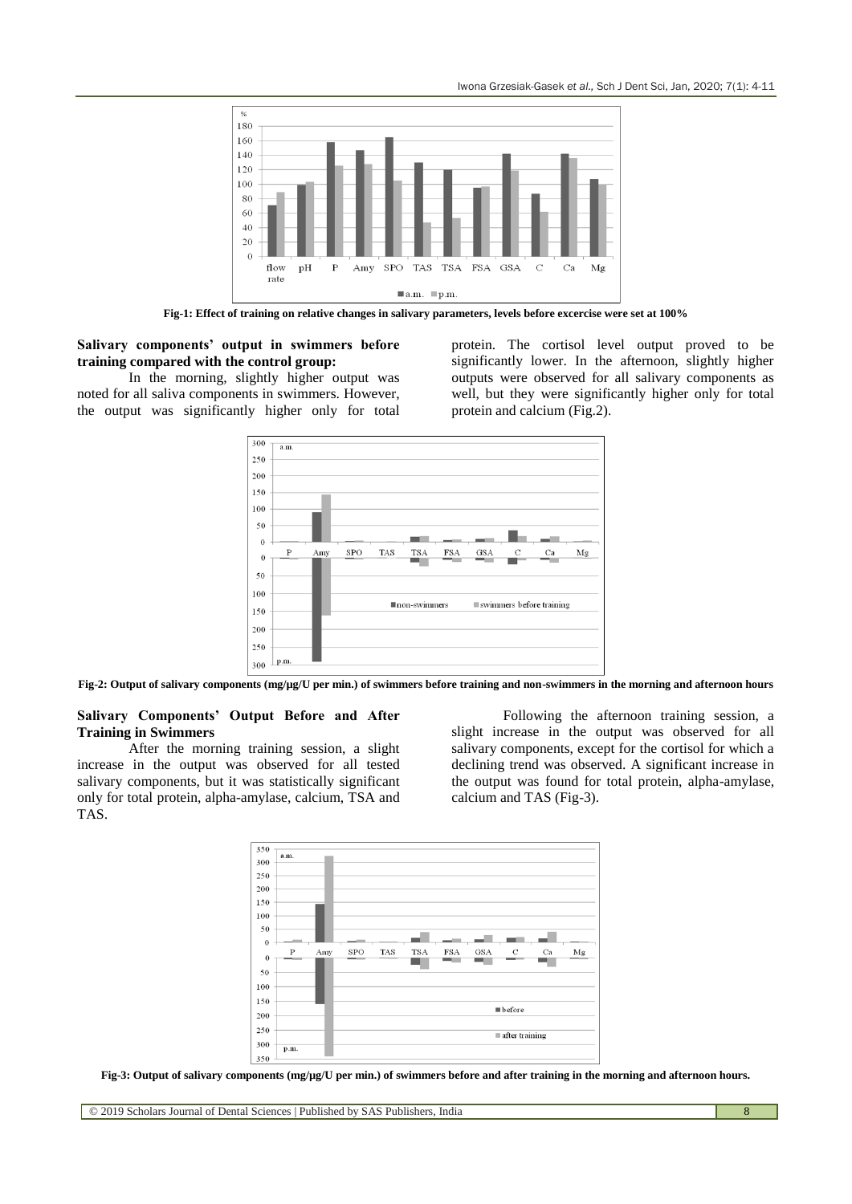Fig-1: Effect of training on relative changes in salivary parameters, levels before excercise were set at 100%

### Salivary components' output in swimmers before training compared with the control group:

In the morning, slightly higher output was noted for all saliva components in swimmers. However, the output was significantly higher only for total protein. The cortisol level output proved to be significantly lower. In the afternoon, slightly higher outputs were observed for all salivary components as well, but they were significantly higher only for total protein and calcium (Fig.2).

Fig-2: Output of salivary components (mg/μg/U per min.) of swimmers before training and non-swimmers in the morning and afternoon hours

### Salivary Components' Output Before and After Training in Swimmers

After the morning training session, a slight increase in the output was observed for all tested salivary components, but it was statistically significant only for total protein, alpha-amylase, calcium, TSA and TAS.

Following the afternoon training session, a slight increase in the output was observed for all salivary components, except for the cortisol for which a declining trend was observed. A significant increase in the output was found for total protein, alpha-amylase, calcium and TAS (Fig-3).

Fig-3: Output of salivary components (mg/μg/U per min.) of swimmers before and after training in the morning and afternoon hours.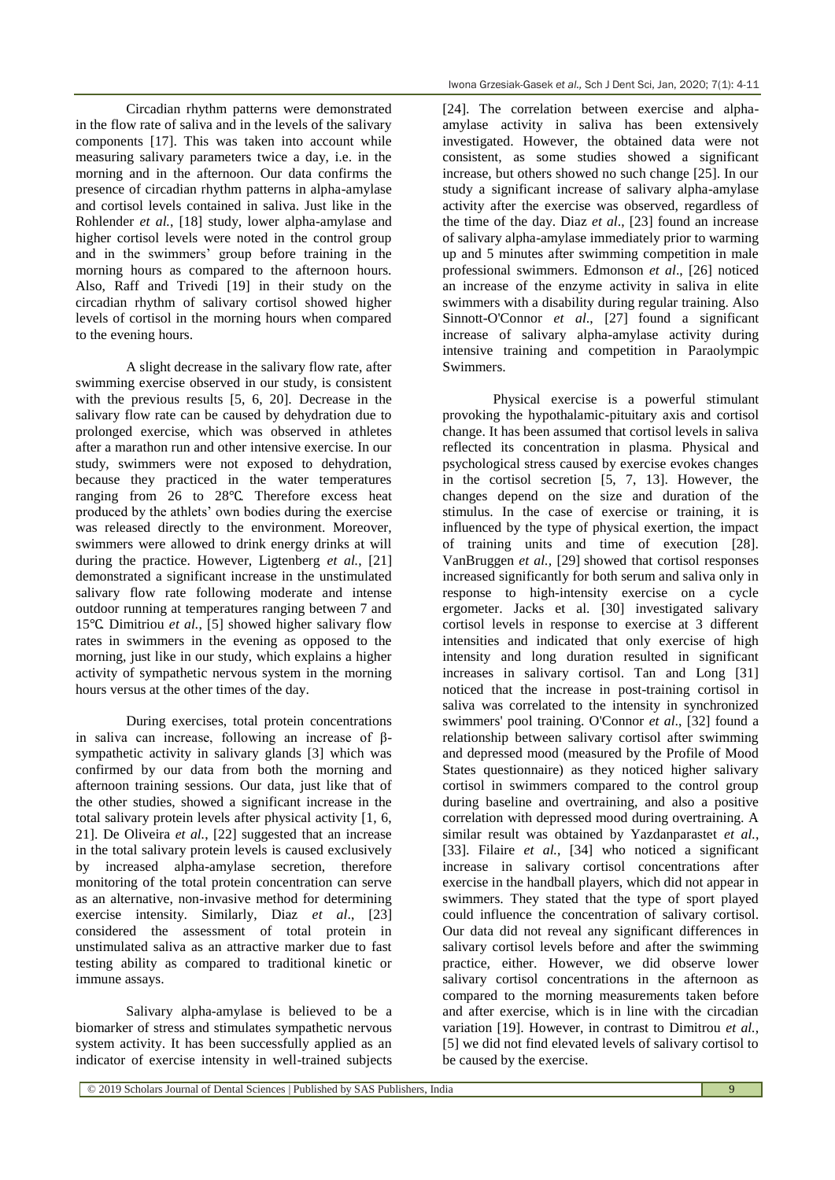Circadian rhythm patterns were demonstrated in the flow rate of saliva and in the levels of the salivary components [17]. This was taken into account while measuring salivary parameters twice a day, i.e. in the morning and in the afternoon. Our data confirms the presence of circadian rhythm patterns in alpha-amylase and cortisol levels contained in saliva. Just like in the Rohlender *et al.*, [18] study, lower alpha-amylase and higher cortisol levels were noted in the control group and in the swimmers' group before training in the morning hours as compared to the afternoon hours. Also, Raff and Trivedi [19] in their study on the circadian rhythm of salivary cortisol showed higher levels of cortisol in the morning hours when compared to the evening hours.

A slight decrease in the salivary flow rate, after swimming exercise observed in our study, is consistent with the previous results [5, 6, 20]. Decrease in the salivary flow rate can be caused by dehydration due to prolonged exercise, which was observed in athletes after a marathon run and other intensive exercise. In our study, swimmers were not exposed to dehydration, because they practiced in the water temperatures ranging from 26 to 28℃. Therefore excess heat produced by the athletes' own bodies during the exercise was released directly to the environment. Moreover, swimmers were allowed to drink energy drinks at will during the practice. However, Ligtenberg *et al.*, [21] demonstrated a significant increase in the unstimulated salivary flow rate following moderate and intense outdoor running at temperatures ranging between 7 and 15℃. Dimitriou *et al.*, [5] showed higher salivary flow rates in swimmers in the evening as opposed to the morning, just like in our study, which explains a higher activity of sympathetic nervous system in the morning hours versus at the other times of the day.

During exercises, total protein concentrations in saliva can increase, following an increase of β-sympathetic activity in salivary glands [3] which was confirmed by our data from both the morning and afternoon training sessions. Our data, just like that of the other studies, showed a significant increase in the total salivary protein levels after physical activity [1, 6, 21]. De Oliveira *et al.*, [22] suggested that an increase in the total salivary protein levels is caused exclusively by increased alpha-amylase secretion, therefore monitoring of the total protein concentration can serve as an alternative, non-invasive method for determining exercise intensity. Similarly, Diaz *et al*., [23] considered the assessment of total protein in unstimulated saliva as an attractive marker due to fast testing ability as compared to traditional kinetic or immune assays.

Salivary alpha-amylase is believed to be a biomarker of stress and stimulates sympathetic nervous system activity. It has been successfully applied as an indicator of exercise intensity in well-trained subjects [24]. The correlation between exercise and alpha-amylase activity in saliva has been extensively investigated. However, the obtained data were not consistent, as some studies showed a significant increase, but others showed no such change [25]. In our study a significant increase of salivary alpha-amylase activity after the exercise was observed, regardless of the time of the day. Diaz *et al*., [23] found an increase of salivary alpha-amylase immediately prior to warming up and 5 minutes after swimming competition in male professional swimmers. Edmonson *et al*., [26] noticed an increase of the enzyme activity in saliva in elite swimmers with a disability during regular training. Also Sinnott-O'Connor *et al*., [27] found a significant increase of salivary alpha-amylase activity during intensive training and competition in Paraolympic Swimmers.

Physical exercise is a powerful stimulant provoking the hypothalamic-pituitary axis and cortisol change. It has been assumed that cortisol levels in saliva reflected its concentration in plasma. Physical and psychological stress caused by exercise evokes changes in the cortisol secretion [5, 7, 13]. However, the changes depend on the size and duration of the stimulus. In the case of exercise or training, it is influenced by the type of physical exertion, the impact of training units and time of execution [28]. VanBruggen *et al.*, [29] showed that cortisol responses increased significantly for both serum and saliva only in response to high-intensity exercise on a cycle ergometer. Jacks et al. [30] investigated salivary cortisol levels in response to exercise at 3 different intensities and indicated that only exercise of high intensity and long duration resulted in significant increases in salivary cortisol. Tan and Long [31] noticed that the increase in post-training cortisol in saliva was correlated to the intensity in synchronized swimmers' pool training. O'Connor *et al*., [32] found a relationship between salivary cortisol after swimming and depressed mood (measured by the Profile of Mood States questionnaire) as they noticed higher salivary cortisol in swimmers compared to the control group during baseline and overtraining, and also a positive correlation with depressed mood during overtraining. A similar result was obtained by Yazdanparastet *et al.*, [33]. Filaire *et al.*, [34] who noticed a significant increase in salivary cortisol concentrations after exercise in the handball players, which did not appear in swimmers. They stated that the type of sport played could influence the concentration of salivary cortisol. Our data did not reveal any significant differences in salivary cortisol levels before and after the swimming practice, either. However, we did observe lower salivary cortisol concentrations in the afternoon as compared to the morning measurements taken before and after exercise, which is in line with the circadian variation [19]. However, in contrast to Dimitrou *et al.*, [5] we did not find elevated levels of salivary cortisol to be caused by the exercise.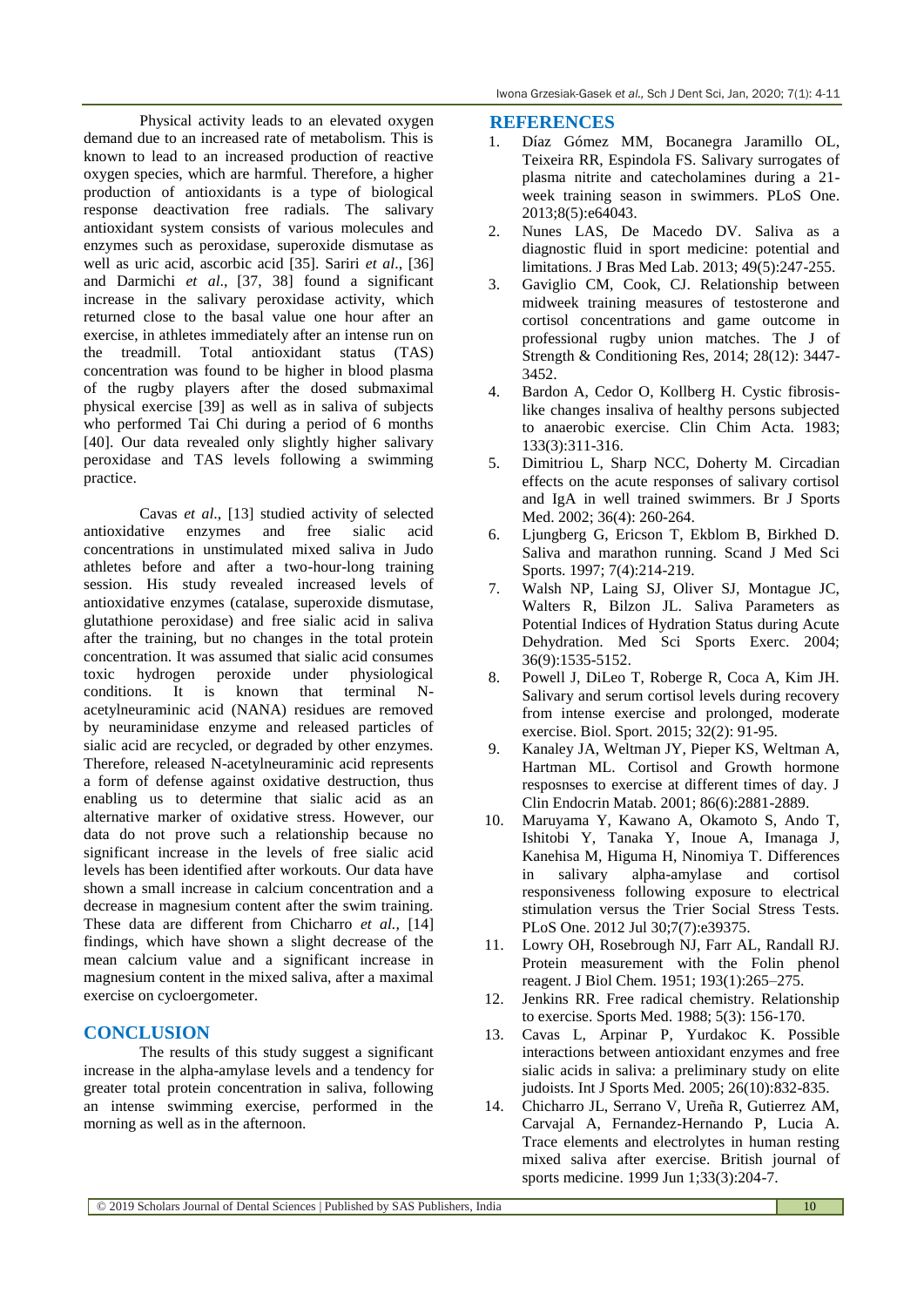Physical activity leads to an elevated oxygen demand due to an increased rate of metabolism. This is known to lead to an increased production of reactive oxygen species, which are harmful. Therefore, a higher production of antioxidants is a type of biological response deactivation free radicals. The salivary antioxidant system consists of various molecules and enzymes such as peroxidase, superoxide dismutase as well as uric acid, ascorbic acid [35]. Sariri *et al*., [36] and Darmichi *et al*., [37, 38] found a significant increase in the salivary peroxidase activity, which returned close to the basal value one hour after an exercise, in athletes immediately after an intense run on the treadmill. Total antioxidant status (TAS) concentration was found to be higher in blood plasma of the rugby players after the dosed submaximal physical exercise [39] as well as in saliva of subjects who performed Tai Chi during a period of 6 months [40]. Our data revealed only slightly higher salivary peroxidase and TAS levels following a swimming practice.

Cavas *et al*., [13] studied activity of selected antioxidative enzymes and free sialic acid concentrations in unstimulated mixed saliva in Judo athletes before and after a two-hour-long training session. His study revealed increased levels of antioxidative enzymes (catalase, superoxide dismutase, glutathione peroxidase) and free sialic acid in saliva after the training, but no changes in the total protein concentration. It was assumed that sialic acid consumes toxic hydrogen peroxide under physiological conditions. It is known that terminal N-acetylneuraminic acid (NANA) residues are removed by neuraminidase enzyme and released particles of sialic acid are recycled, or degraded by other enzymes. Therefore, released N-acetylneuraminic acid represents a form of defense against oxidative destruction, thus enabling us to determine that sialic acid as an alternative marker of oxidative stress. However, our data do not prove such a relationship because no significant increase in the levels of free sialic acid levels has been identified after workouts. Our data have shown a small increase in calcium concentration and a decrease in magnesium content after the swim training. These data are different from Chicharro *et al.,* [14] findings, which have shown a slight decrease of the mean calcium value and a significant increase in magnesium content in the mixed saliva, after a maximal exercise on cycloergometer.

## CONCLUSION

The results of this study suggest a significant increase in the alpha-amylase levels and a tendency for greater total protein concentration in saliva, following an intense swimming exercise, performed in the morning as well as in the afternoon.

## REFERENCES

1. Díaz Gómez MM, Bocanegra Jaramillo OL, Teixeira RR, Espindola FS. Salivary surrogates of plasma nitrite and catecholamines during a 21-week training season in swimmers. PLoS One. 2013;8(5):e64043.
2. Nunes LAS, De Macedo DV. Saliva as a diagnostic fluid in sport medicine: potential and limitations. J Bras Med Lab. 2013; 49(5):247-255.
3. Gaviglio CM, Cook, CJ. Relationship between midweek training measures of testosterone and cortisol concentrations and game outcome in professional rugby union matches. The J of Strength & Conditioning Res, 2014; 28(12): 3447-3452.
4. Bardon A, Cedor O, Kollberg H. Cystic fibrosis-like changes insaliva of healthy persons subjected to anaerobic exercise. Clin Chim Acta. 1983; 133(3):311-316.
5. Dimitriou L, Sharp NCC, Doherty M. Circadian effects on the acute responses of salivary cortisol and IgA in well trained swimmers. Br J Sports Med. 2002; 36(4): 260-264.
6. Ljungberg G, Ericson T, Ekblom B, Birkhed D. Saliva and marathon running. Scand J Med Sci Sports. 1997; 7(4):214-219.
7. Walsh NP, Laing SJ, Oliver SJ, Montague JC, Walters R, Bilzon JL. Saliva Parameters as Potential Indices of Hydration Status during Acute Dehydration. Med Sci Sports Exerc. 2004; 36(9):1535-5152.
8. Powell J, DiLeo T, Roberge R, Coca A, Kim JH. Salivary and serum cortisol levels during recovery from intense exercise and prolonged, moderate exercise. Biol. Sport. 2015; 32(2): 91-95.
9. Kanaley JA, Weltman JY, Pieper KS, Weltman A, Hartman ML. Cortisol and Growth hormone resposnses to exercise at different times of day. J Clin Endocrin Matab. 2001; 86(6):2881-2889.
10. Maruyama Y, Kawano A, Okamoto S, Ando T, Ishitobi Y, Tanaka Y, Inoue A, Imanaga J, Kanehisa M, Higuma H, Ninomiya T. Differences in salivary alpha-amylase and cortisol responsiveness following exposure to electrical stimulation versus the Trier Social Stress Tests. PLoS One. 2012 Jul 30;7(7):e39375.
11. Lowry OH, Rosebrough NJ, Farr AL, Randall RJ. Protein measurement with the Folin phenol reagent. J Biol Chem. 1951; 193(1):265–275.
12. Jenkins RR. Free radical chemistry. Relationship to exercise. Sports Med. 1988; 5(3): 156-170.
13. Cavas L, Arpinar P, Yurdakoc K. Possible interactions between antioxidant enzymes and free sialic acids in saliva: a preliminary study on elite judoists. Int J Sports Med. 2005; 26(10):832-835.
14. Chicharro JL, Serrano V, Ureña R, Gutierrez AM, Carvajal A, Fernandez-Hernando P, Lucia A. Trace elements and electrolytes in human resting mixed saliva after exercise. British journal of sports medicine. 1999 Jun 1;33(3):204-7.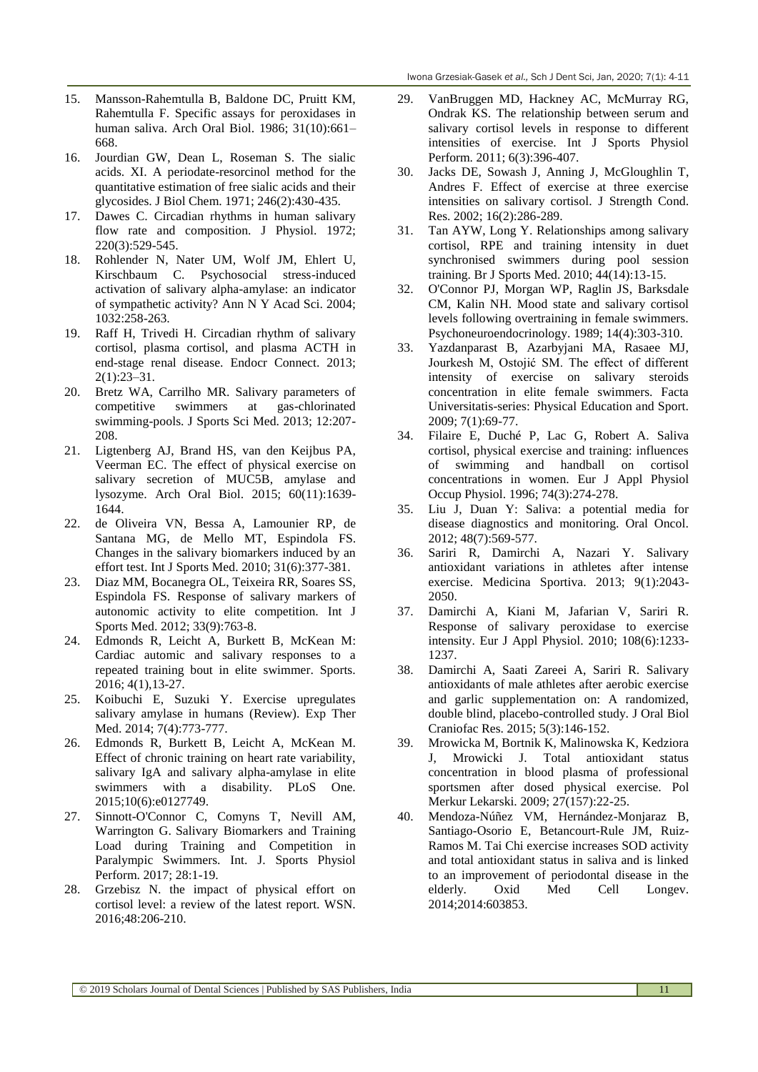15. Mansson-Rahemtulla B, Baldone DC, Pruitt KM, Rahemtulla F. Specific assays for peroxidases in human saliva. Arch Oral Biol. 1986; 31(10):661–668.
16. Jourdian GW, Dean L, Roseman S. The sialic acids. XI. A periodate-resorcinol method for the quantitative estimation of free sialic acids and their glycosides. J Biol Chem. 1971; 246(2):430-435.
17. Dawes C. Circadian rhythms in human salivary flow rate and composition. J Physiol. 1972; 220(3):529-545.
18. Rohlender N, Nater UM, Wolf JM, Ehlert U, Kirschbaum C. Psychosocial stress-induced activation of salivary alpha-amylase: an indicator of sympathetic activity? Ann N Y Acad Sci. 2004; 1032:258-263.
19. Raff H, Trivedi H. Circadian rhythm of salivary cortisol, plasma cortisol, and plasma ACTH in end-stage renal disease. Endocr Connect. 2013; 2(1):23–31.
20. Bretz WA, Carrilho MR. Salivary parameters of competitive swimmers at gas-chlorinated swimming-pools. J Sports Sci Med. 2013; 12:207-208.
21. Ligtenberg AJ, Brand HS, van den Keijbus PA, Veerman EC. The effect of physical exercise on salivary secretion of MUC5B, amylase and lysozyme. Arch Oral Biol. 2015; 60(11):1639-1644.
22. de Oliveira VN, Bessa A, Lamounier RP, de Santana MG, de Mello MT, Espindola FS. Changes in the salivary biomarkers induced by an effort test. Int J Sports Med. 2010; 31(6):377-381.
23. Diaz MM, Bocanegra OL, Teixeira RR, Soares SS, Espindola FS. Response of salivary markers of autonomic activity to elite competition. Int J Sports Med. 2012; 33(9):763-8.
24. Edmonds R, Leicht A, Burkett B, McKean M: Cardiac automic and salivary responses to a repeated training bout in elite swimmer. Sports. 2016; 4(1),13-27.
25. Koibuchi E, Suzuki Y. Exercise upregulates salivary amylase in humans (Review). Exp Ther Med. 2014; 7(4):773-777.
26. Edmonds R, Burkett B, Leicht A, McKean M. Effect of chronic training on heart rate variability, salivary IgA and salivary alpha-amylase in elite swimmers with a disability. PLoS One. 2015;10(6):e0127749.
27. Sinnott-O'Connor C, Comyns T, Nevill AM, Warrington G. Salivary Biomarkers and Training Load during Training and Competition in Paralympic Swimmers. Int. J. Sports Physiol Perform. 2017; 28:1-19.
28. Grzebisz N. the impact of physical effort on cortisol level: a review of the latest report. WSN. 2016;48:206-210.
29. VanBruggen MD, Hackney AC, McMurray RG, Ondrak KS. The relationship between serum and salivary cortisol levels in response to different intensities of exercise. Int J Sports Physiol Perform. 2011; 6(3):396-407.
30. Jacks DE, Sowash J, Anning J, McGloughlin T, Andres F. Effect of exercise at three exercise intensities on salivary cortisol. J Strength Cond. Res. 2002; 16(2):286-289.
31. Tan AYW, Long Y. Relationships among salivary cortisol, RPE and training intensity in duet synchronised swimmers during pool session training. Br J Sports Med. 2010; 44(14):13-15.
32. O'Connor PJ, Morgan WP, Raglin JS, Barksdale CM, Kalin NH. Mood state and salivary cortisol levels following overtraining in female swimmers. Psychoneuroendocrinology. 1989; 14(4):303-310.
33. Yazdanparast B, Azarbyjani MA, Rasaee MJ, Jourkesh M, Ostojić SM. The effect of different intensity of exercise on salivary steroids concentration in elite female swimmers. Facta Universitatis-series: Physical Education and Sport. 2009; 7(1):69-77.
34. Filaire E, Duché P, Lac G, Robert A. Saliva cortisol, physical exercise and training: influences of swimming and handball on cortisol concentrations in women. Eur J Appl Physiol Occup Physiol. 1996; 74(3):274-278.
35. Liu J, Duan Y: Saliva: a potential media for disease diagnostics and monitoring. Oral Oncol. 2012; 48(7):569-577.
36. Sariri R, Damirchi A, Nazari Y. Salivary antioxidant variations in athletes after intense exercise. Medicina Sportiva. 2013; 9(1):2043-2050.
37. Damirchi A, Kiani M, Jafarian V, Sariri R. Response of salivary peroxidase to exercise intensity. Eur J Appl Physiol. 2010; 108(6):1233-1237.
38. Damirchi A, Saati Zareei A, Sariri R. Salivary antioxidants of male athletes after aerobic exercise and garlic supplementation on: A randomized, double blind, placebo-controlled study. J Oral Biol Craniofac Res. 2015; 5(3):146-152.
39. Mrowicka M, Bortnik K, Malinowska K, Kedziora J, Mrowicki J. Total antioxidant status concentration in blood plasma of professional sportsmen after dosed physical exercise. Pol Merkur Lekarski. 2009; 27(157):22-25.
40. Mendoza-Núñez VM, Hernández-Monjaraz B, Santiago-Osorio E, Betancourt-Rule JM, Ruiz-Ramos M. Tai Chi exercise increases SOD activity and total antioxidant status in saliva and is linked to an improvement of periodontal disease in the elderly. Oxid Med Cell Longev. 2014;2014:603853.